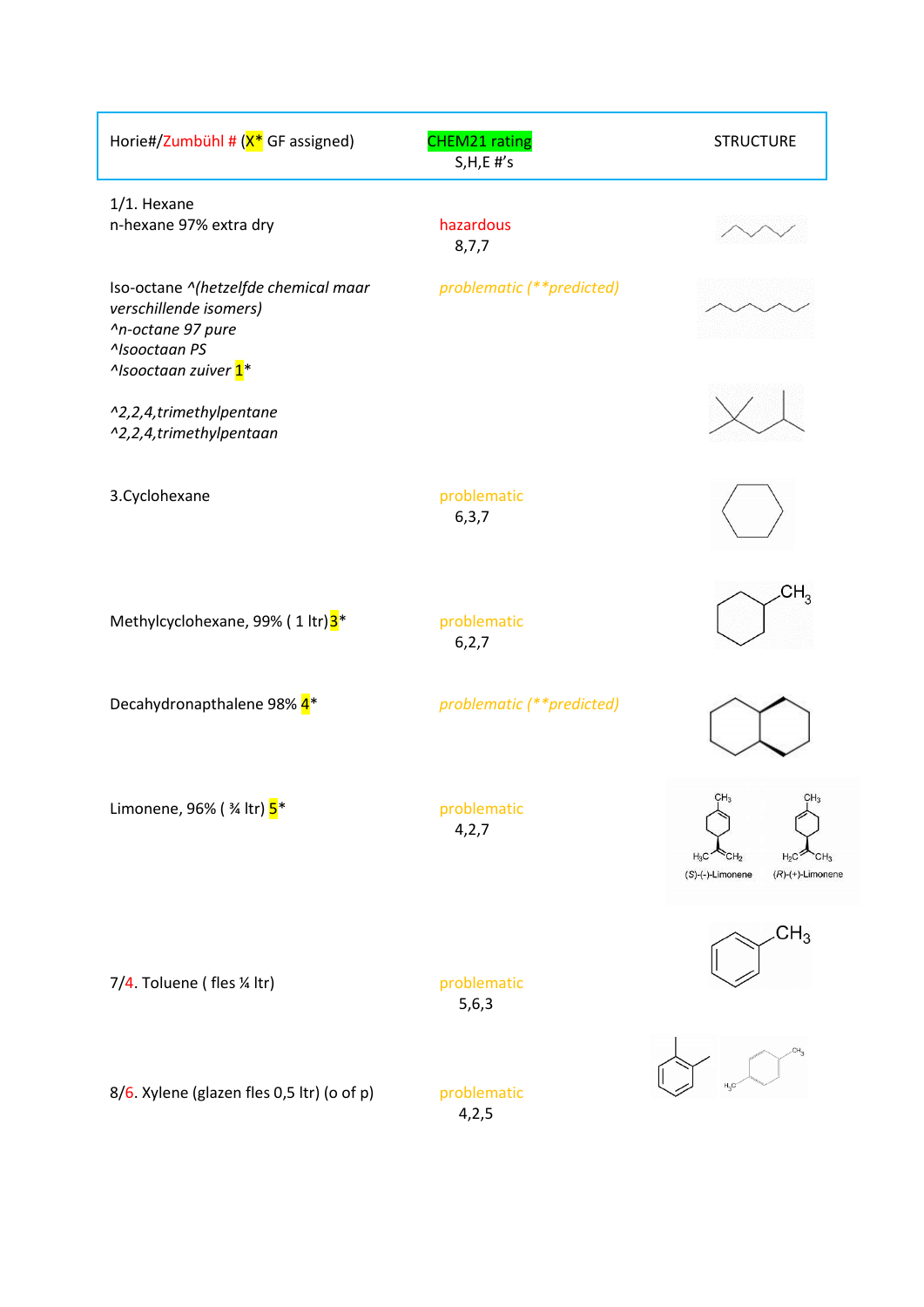| Horie#/Zumbühl # (X* GF assigned) | CHEM21 rating S,H,E #'s | STRUCTURE |
|---|---|---|
| 1/1. Hexane<br>n-hexane 97% extra dry | hazardous<br>8,7,7 | |
| Iso-octane ^*(hetzelfde chemical maar verschillende isomers)*<br>*^n-octane 97 pure*<br>*^Isooctaan PS*<br>*^Isooctaan zuiver* 1*<br><br>*^2,2,4,trimethylpentane*<br>*^2,2,4,trimethylpentaan* | *problematic (**predicted)* | |
| 3.Cyclohexane | problematic<br>6,3,7 | |
| Methylcyclohexane, 99% ( 1 ltr) 3* | problematic<br>6,2,7 | $CH_3$ |
| Decahydronapthalene 98% 4* | *problematic (**predicted)* | |
| Limonene, 96% ( ¾ ltr) 5* | problematic<br>4,2,7 | $CH_3$ $H_3C$ $CH_2$ (S)-(-)-Limonene; $CH_3$ $H_2C$ $CH_3$ (R)-(+)-Limonene |
| 7/4. Toluene ( fles ¼ ltr) | problematic<br>5,6,3 | $CH_3$ |
| 8/6. Xylene (glazen fles 0,5 ltr) (o of p) | problematic<br>4,2,5 | $CH_3$ $H_3C$ |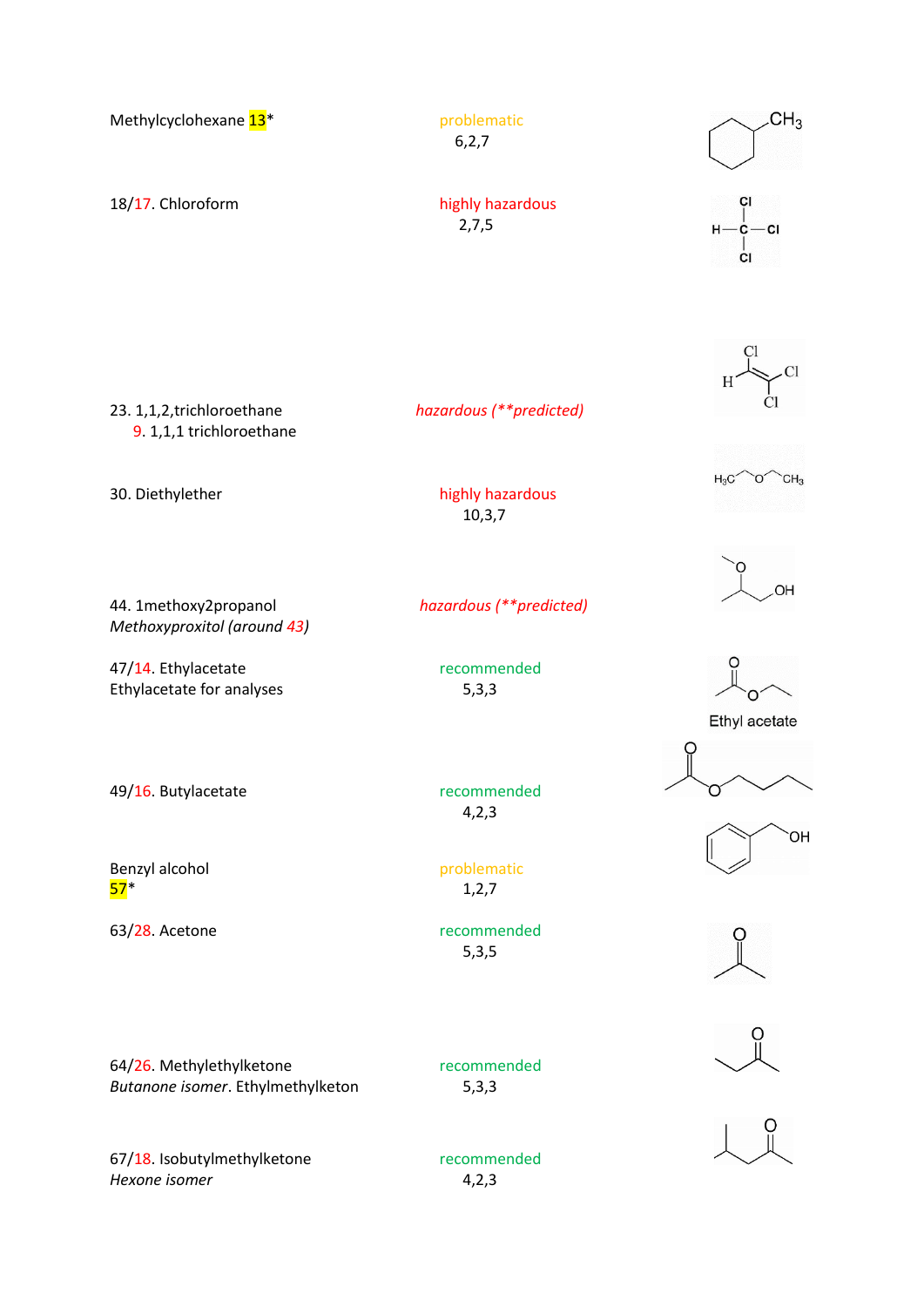| Solvent | Ranking | Structure |
|---|---|---|
| Methylcyclohexane 13* | problematic<br>6,2,7 | |
| 18/17. Chloroform | highly hazardous<br>2,7,5 | |
| 23. 1,1,2,trichloroethane<br>9. 1,1,1 trichloroethane | *hazardous (**predicted)* | |
| 30. Diethylether | highly hazardous<br>10,3,7 | |
| 44. 1methoxy2propanol<br>*Methoxyproxitol (around 43)* | *hazardous (**predicted)* | |
| 47/14. Ethylacetate<br>Ethylacetate for analyses | recommended<br>5,3,3 | Ethyl acetate |
| 49/16. Butylacetate | recommended<br>4,2,3 | |
| Benzyl alcohol<br>57* | problematic<br>1,2,7 | |
| 63/28. Acetone | recommended<br>5,3,5 | |
| 64/26. Methylethylketone<br>*Butanone isomer*. Ethylmethylketon | recommended<br>5,3,3 | |
| 67/18. Isobutylmethylketone<br>*Hexone isomer* | recommended<br>4,2,3 | |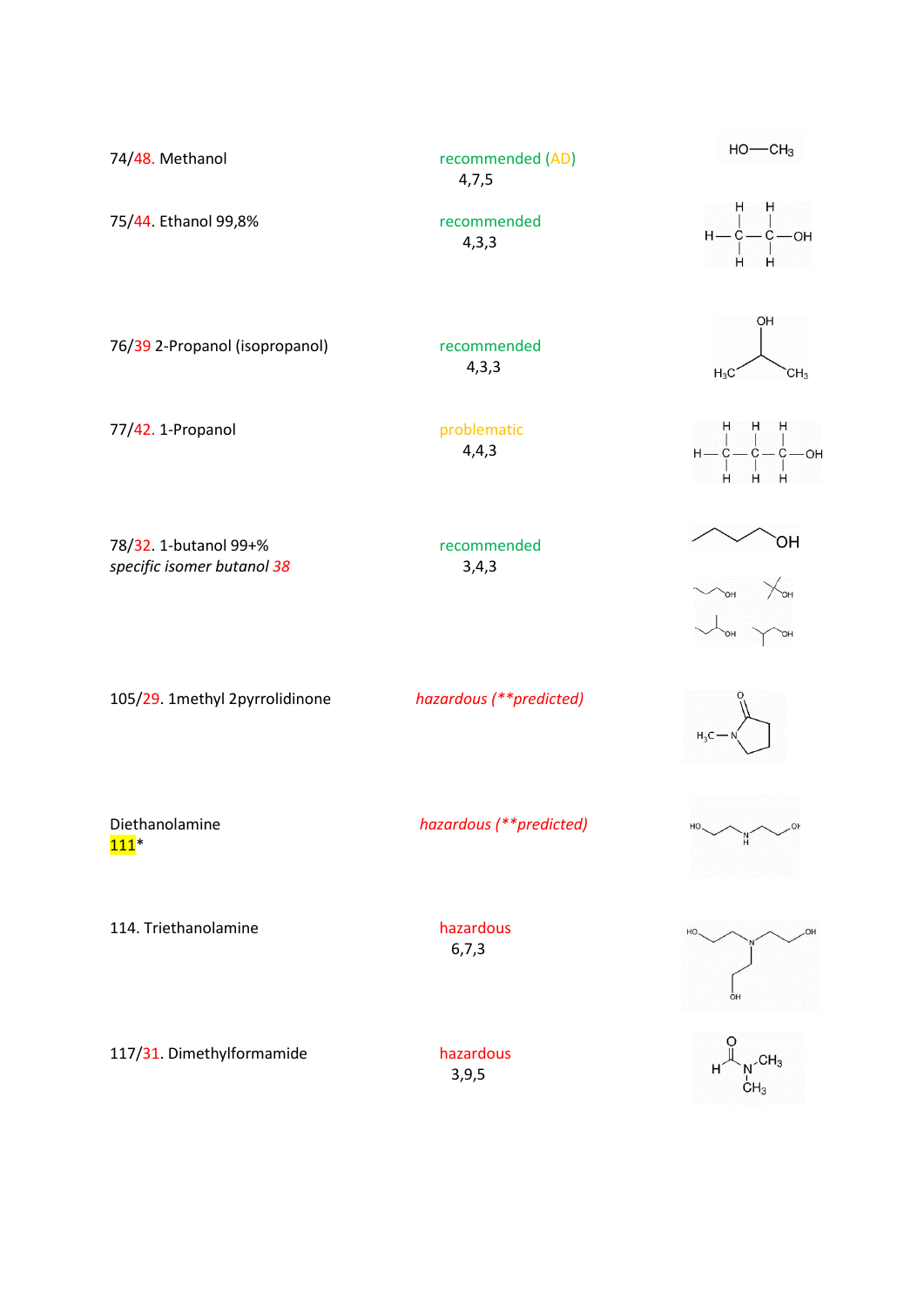| Solvent | Ranking | Structure |
|---|---|---|
| 74/48. Methanol | recommended (AD)<br>4,7,5 | HO—$CH_3$ |
| 75/44. Ethanol 99,8% | recommended<br>4,3,3 | |
| 76/39 2-Propanol (isopropanol) | recommended<br>4,3,3 | OH, $H_3C$, $CH_3$ |
| 77/42. 1-Propanol | problematic<br>4,4,3 | |
| 78/32. 1-butanol 99+%<br>*specific isomer butanol 38* | recommended<br>3,4,3 | OH |
| 105/29. 1methyl 2pyrrolidinone | *hazardous (**predicted)* | O, $H_3C$—N |
| Diethanolamine<br>111* | *hazardous (**predicted)* | |
| 114. Triethanolamine | hazardous<br>6,7,3 | |
| 117/31. Dimethylformamide | hazardous<br>3,9,5 | O, H, N, $CH_3$, $CH_3$ |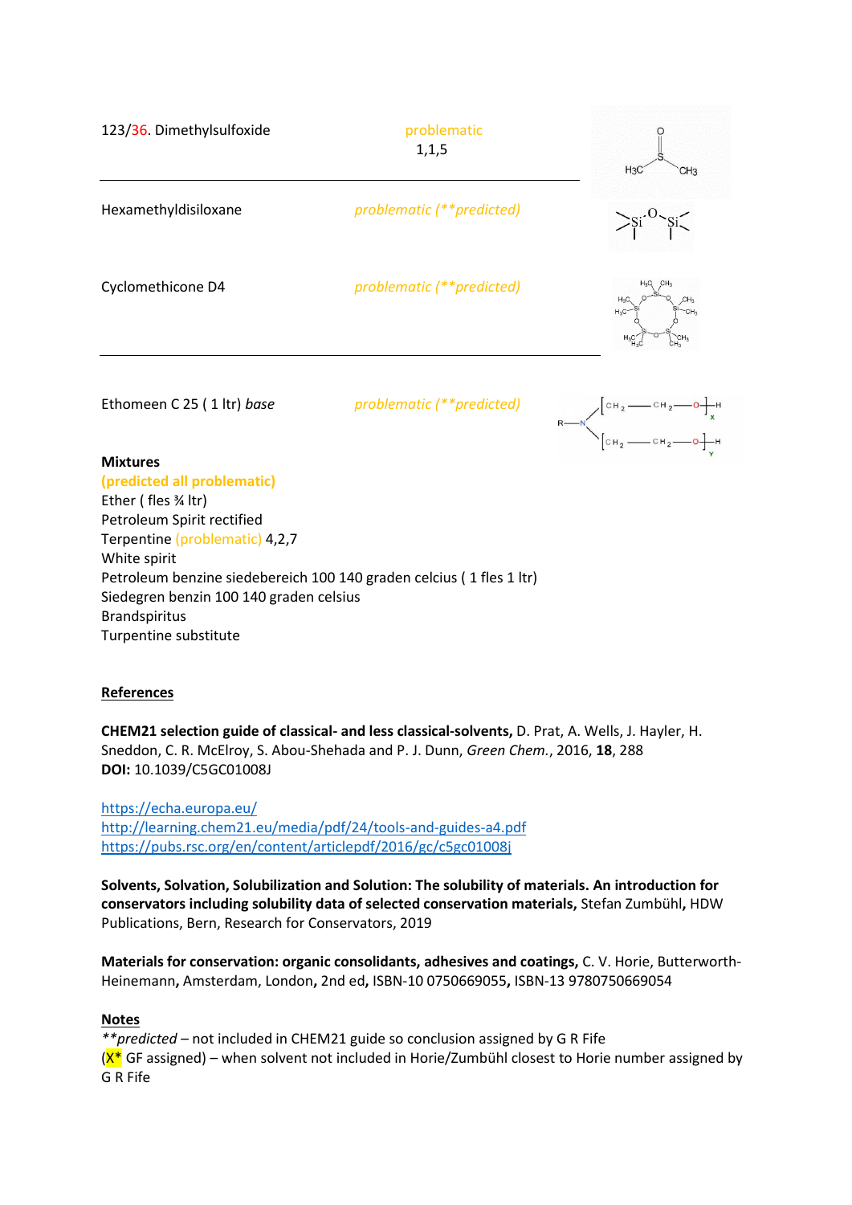| | | |
|---|---|---|
| 123/36. Dimethylsulfoxide | problematic 1,1,5 | |
| Hexamethyldisiloxane | *problematic (**predicted)* | |
| Cyclomethicone D4 | *problematic (**predicted)* | |
| Ethomeen C 25 ( 1 ltr) *base* | *problematic (**predicted)* | |

**Mixtures**

**(predicted all problematic)**

Ether ( fles ¾ ltr)

Petroleum Spirit rectified

Terpentine (problematic) 4,2,7

White spirit

Petroleum benzine siedebereich 100 140 graden celcius ( 1 fles 1 ltr)

Siedegren benzin 100 140 graden celsius

Brandspiritus

Turpentine substitute

**References**

**CHEM21 selection guide of classical- and less classical-solvents,** D. Prat, A. Wells, J. Hayler, H. Sneddon, C. R. McElroy, S. Abou-Shehada and P. J. Dunn, *Green Chem.*, 2016, **18**, 288
**DOI:** 10.1039/C5GC01008J

https://echa.europa.eu/
http://learning.chem21.eu/media/pdf/24/tools-and-guides-a4.pdf
https://pubs.rsc.org/en/content/articlepdf/2016/gc/c5gc01008j

**Solvents, Solvation, Solubilization and Solution: The solubility of materials. An introduction for conservators including solubility data of selected conservation materials,** Stefan Zumbühl**,** HDW Publications, Bern, Research for Conservators, 2019

**Materials for conservation: organic consolidants, adhesives and coatings,** C. V. Horie, Butterworth-Heinemann, Amsterdam, London**,** 2nd ed**,** ISBN-10 0750669055**,** ISBN-13 9780750669054

**Notes**

***predicted* – not included in CHEM21 guide so conclusion assigned by G R Fife

(X* GF assigned) – when solvent not included in Horie/Zumbühl closest to Horie number assigned by G R Fife